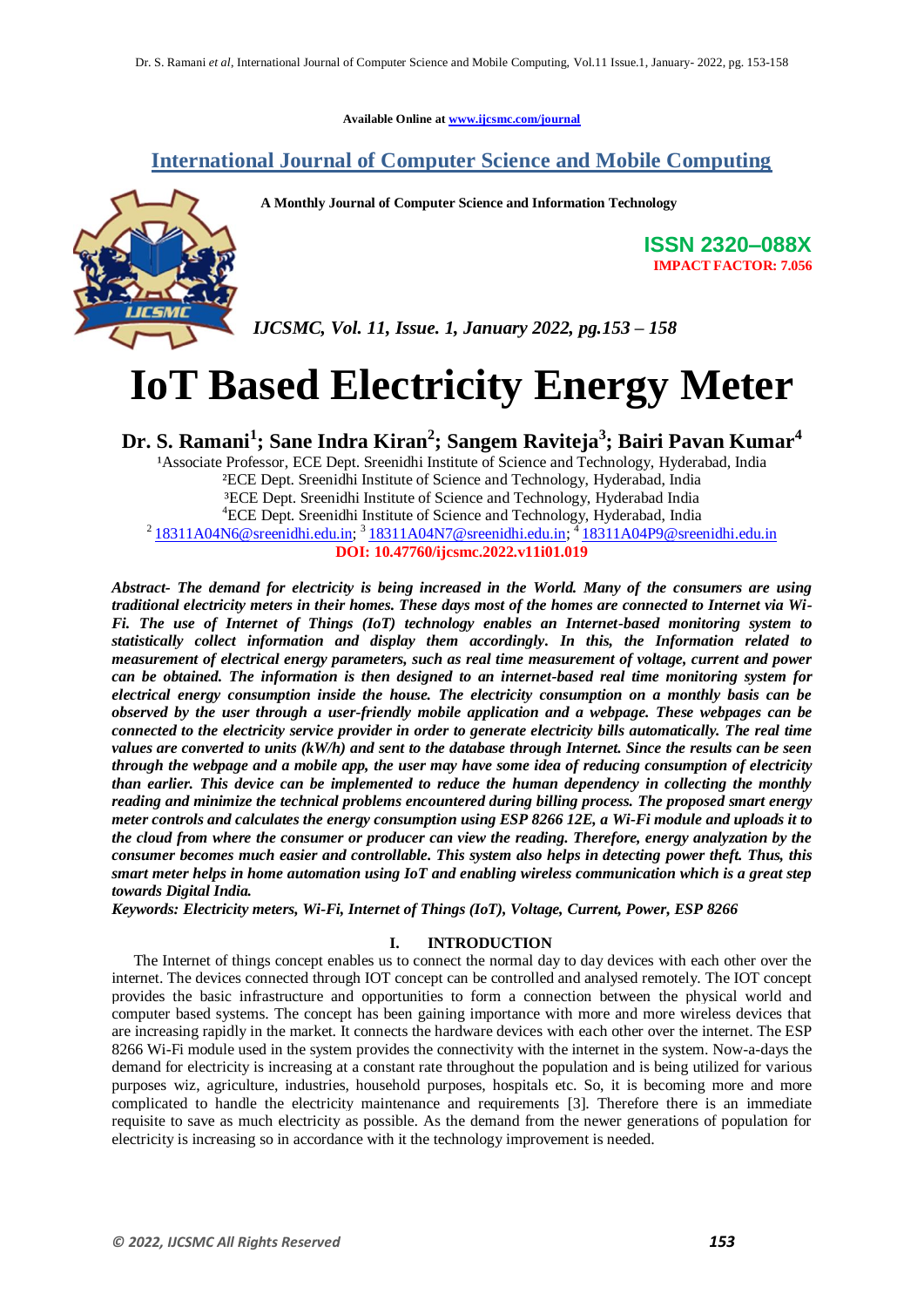Available Online at www.ijcsmc.com/journal

## International Journal of Computer Science and Mobile Computing

A Monthly Journal of Computer Science and Information Technology

**ISSN 2320–088X**
**IMPACT FACTOR: 7.056**

*IJCSMC, Vol. 11, Issue. 1, January 2022, pg.153 – 158*

# IoT Based Electricity Energy Meter

**Dr. S. Ramani[1]; Sane Indra Kiran[2]; Sangem Raviteja[3]; Bairi Pavan Kumar[4]**

[1]Associate Professor, ECE Dept. Sreenidhi Institute of Science and Technology, Hyderabad, India
[2]ECE Dept. Sreenidhi Institute of Science and Technology, Hyderabad, India
[3]ECE Dept. Sreenidhi Institute of Science and Technology, Hyderabad India
[4]ECE Dept. Sreenidhi Institute of Science and Technology, Hyderabad, India
[2] 18311A04N6@sreenidhi.edu.in; [3] 18311A04N7@sreenidhi.edu.in; [4] 18311A04P9@sreenidhi.edu.in

**DOI: 10.47760/ijcsmc.2022.v11i01.019**

***Abstract- The demand for electricity is being increased in the World. Many of the consumers are using traditional electricity meters in their homes. These days most of the homes are connected to Internet via Wi-Fi. The use of Internet of Things (IoT) technology enables an Internet-based monitoring system to statistically collect information and display them accordingly. In this, the Information related to measurement of electrical energy parameters, such as real time measurement of voltage, current and power can be obtained. The information is then designed to an internet-based real time monitoring system for electrical energy consumption inside the house. The electricity consumption on a monthly basis can be observed by the user through a user-friendly mobile application and a webpage. These webpages can be connected to the electricity service provider in order to generate electricity bills automatically. The real time values are converted to units (kW/h) and sent to the database through Internet. Since the results can be seen through the webpage and a mobile app, the user may have some idea of reducing consumption of electricity than earlier. This device can be implemented to reduce the human dependency in collecting the monthly reading and minimize the technical problems encountered during billing process. The proposed smart energy meter controls and calculates the energy consumption using ESP 8266 12E, a Wi-Fi module and uploads it to the cloud from where the consumer or producer can view the reading. Therefore, energy analyzation by the consumer becomes much easier and controllable. This system also helps in detecting power theft. Thus, this smart meter helps in home automation using IoT and enabling wireless communication which is a great step towards Digital India.***

***Keywords: Electricity meters, Wi-Fi, Internet of Things (IoT), Voltage, Current, Power, ESP 8266***

## I. INTRODUCTION

The Internet of things concept enables us to connect the normal day to day devices with each other over the internet. The devices connected through IOT concept can be controlled and analysed remotely. The IOT concept provides the basic infrastructure and opportunities to form a connection between the physical world and computer based systems. The concept has been gaining importance with more and more wireless devices that are increasing rapidly in the market. It connects the hardware devices with each other over the internet. The ESP 8266 Wi-Fi module used in the system provides the connectivity with the internet in the system. Now-a-days the demand for electricity is increasing at a constant rate throughout the population and is being utilized for various purposes wiz, agriculture, industries, household purposes, hospitals etc. So, it is becoming more and more complicated to handle the electricity maintenance and requirements [3]. Therefore there is an immediate requisite to save as much electricity as possible. As the demand from the newer generations of population for electricity is increasing so in accordance with it the technology improvement is needed.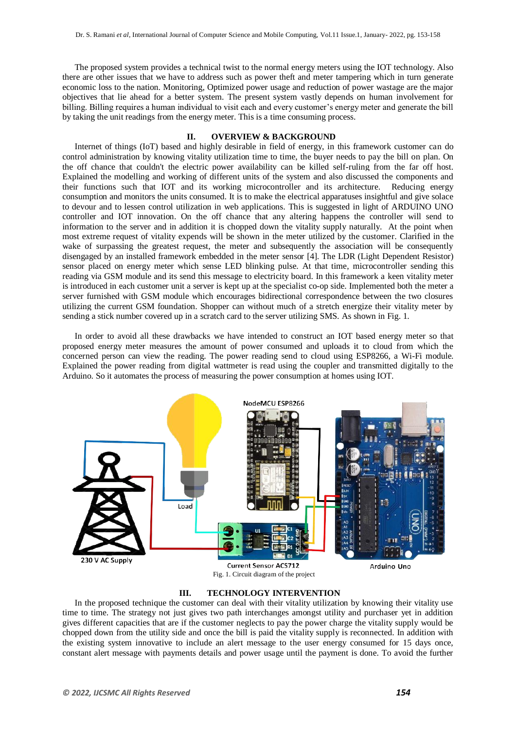The proposed system provides a technical twist to the normal energy meters using the IOT technology. Also there are other issues that we have to address such as power theft and meter tampering which in turn generate economic loss to the nation. Monitoring, Optimized power usage and reduction of power wastage are the major objectives that lie ahead for a better system. The present system vastly depends on human involvement for billing. Billing requires a human individual to visit each and every customer's energy meter and generate the bill by taking the unit readings from the energy meter. This is a time consuming process.

## II. OVERVIEW & BACKGROUND

Internet of things (IoT) based and highly desirable in field of energy, in this framework customer can do control administration by knowing vitality utilization time to time, the buyer needs to pay the bill on plan. On the off chance that couldn't the electric power availability can be killed self-ruling from the far off host. Explained the modelling and working of different units of the system and also discussed the components and their functions such that IOT and its working microcontroller and its architecture. Reducing energy consumption and monitors the units consumed. It is to make the electrical apparatuses insightful and give solace to devour and to lessen control utilization in web applications. This is suggested in light of ARDUINO UNO controller and IOT innovation. On the off chance that any altering happens the controller will send to information to the server and in addition it is chopped down the vitality supply naturally. At the point when most extreme request of vitality expends will be shown in the meter utilized by the customer. Clarified in the wake of surpassing the greatest request, the meter and subsequently the association will be consequently disengaged by an installed framework embedded in the meter sensor [4]. The LDR (Light Dependent Resistor) sensor placed on energy meter which sense LED blinking pulse. At that time, microcontroller sending this reading via GSM module and its send this message to electricity board. In this framework a keen vitality meter is introduced in each customer unit a server is kept up at the specialist co-op side. Implemented both the meter a server furnished with GSM module which encourages bidirectional correspondence between the two closures utilizing the current GSM foundation. Shopper can without much of a stretch energize their vitality meter by sending a stick number covered up in a scratch card to the server utilizing SMS. As shown in Fig. 1.

In order to avoid all these drawbacks we have intended to construct an IOT based energy meter so that proposed energy meter measures the amount of power consumed and uploads it to cloud from which the concerned person can view the reading. The power reading send to cloud using ESP8266, a Wi-Fi module. Explained the power reading from digital wattmeter is read using the coupler and transmitted digitally to the Arduino. So it automates the process of measuring the power consumption at homes using IOT.

NodeMCU ESP8266
Load
230 V AC Supply
Current Sensor ACS712
Arduino Uno

Fig. 1. Circuit diagram of the project

## III. TECHNOLOGY INTERVENTION

In the proposed technique the customer can deal with their vitality utilization by knowing their vitality use time to time. The strategy not just gives two path interchanges amongst utility and purchaser yet in addition gives different capacities that are if the customer neglects to pay the power charge the vitality supply would be chopped down from the utility side and once the bill is paid the vitality supply is reconnected. In addition with the existing system innovative to include an alert message to the user energy consumed for 15 days once, constant alert message with payments details and power usage until the payment is done. To avoid the further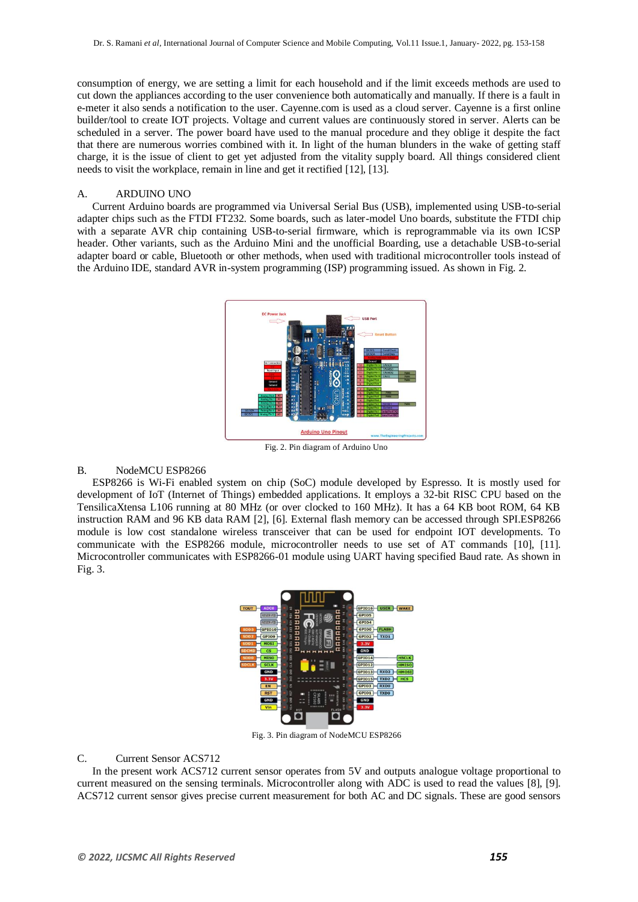consumption of energy, we are setting a limit for each household and if the limit exceeds methods are used to cut down the appliances according to the user convenience both automatically and manually. If there is a fault in e-meter it also sends a notification to the user. Cayenne.com is used as a cloud server. Cayenne is a first online builder/tool to create IOT projects. Voltage and current values are continuously stored in server. Alerts can be scheduled in a server. The power board have used to the manual procedure and they oblige it despite the fact that there are numerous worries combined with it. In light of the human blunders in the wake of getting staff charge, it is the issue of client to get yet adjusted from the vitality supply board. All things considered client needs to visit the workplace, remain in line and get it rectified [12], [13].

### A. ARDUINO UNO

Current Arduino boards are programmed via Universal Serial Bus (USB), implemented using USB-to-serial adapter chips such as the FTDI FT232. Some boards, such as later-model Uno boards, substitute the FTDI chip with a separate AVR chip containing USB-to-serial firmware, which is reprogrammable via its own ICSP header. Other variants, such as the Arduino Mini and the unofficial Boarding, use a detachable USB-to-serial adapter board or cable, Bluetooth or other methods, when used with traditional microcontroller tools instead of the Arduino IDE, standard AVR in-system programming (ISP) programming issued. As shown in Fig. 2.

Fig. 2. Pin diagram of Arduino Uno

### B. NodeMCU ESP8266

ESP8266 is Wi-Fi enabled system on chip (SoC) module developed by Espresso. It is mostly used for development of IoT (Internet of Things) embedded applications. It employs a 32-bit RISC CPU based on the TensilicaXtensa L106 running at 80 MHz (or over clocked to 160 MHz). It has a 64 KB boot ROM, 64 KB instruction RAM and 96 KB data RAM [2], [6]. External flash memory can be accessed through SPI.ESP8266 module is low cost standalone wireless transceiver that can be used for endpoint IOT developments. To communicate with the ESP8266 module, microcontroller needs to use set of AT commands [10], [11]. Microcontroller communicates with ESP8266-01 module using UART having specified Baud rate. As shown in Fig. 3.

Fig. 3. Pin diagram of NodeMCU ESP8266

### C. Current Sensor ACS712

In the present work ACS712 current sensor operates from 5V and outputs analogue voltage proportional to current measured on the sensing terminals. Microcontroller along with ADC is used to read the values [8], [9]. ACS712 current sensor gives precise current measurement for both AC and DC signals. These are good sensors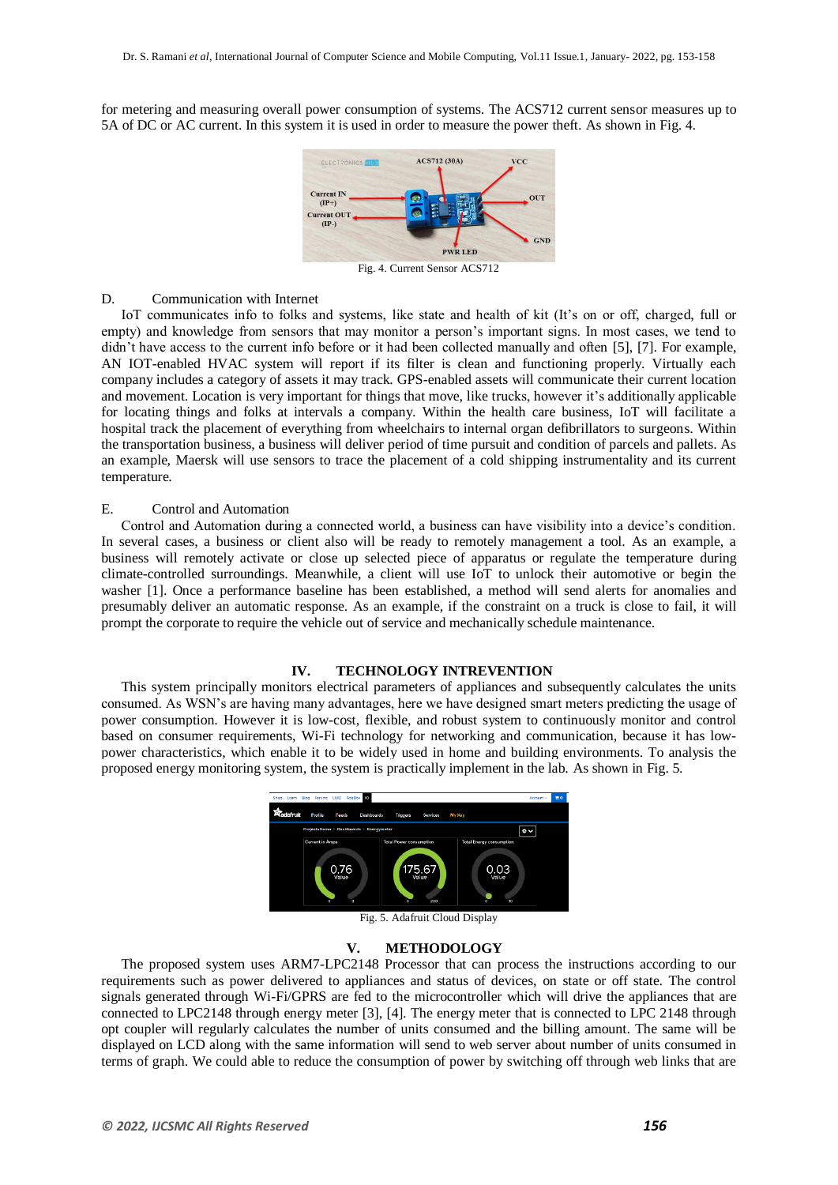for metering and measuring overall power consumption of systems. The ACS712 current sensor measures up to 5A of DC or AC current. In this system it is used in order to measure the power theft. As shown in Fig. 4.

Fig. 4. Current Sensor ACS712

### D. Communication with Internet

IoT communicates info to folks and systems, like state and health of kit (It's on or off, charged, full or empty) and knowledge from sensors that may monitor a person's important signs. In most cases, we tend to didn't have access to the current info before or it had been collected manually and often [5], [7]. For example, AN IOT-enabled HVAC system will report if its filter is clean and functioning properly. Virtually each company includes a category of assets it may track. GPS-enabled assets will communicate their current location and movement. Location is very important for things that move, like trucks, however it's additionally applicable for locating things and folks at intervals a company. Within the health care business, IoT will facilitate a hospital track the placement of everything from wheelchairs to internal organ defibrillators to surgeons. Within the transportation business, a business will deliver period of time pursuit and condition of parcels and pallets. As an example, Maersk will use sensors to trace the placement of a cold shipping instrumentality and its current temperature.

### E. Control and Automation

Control and Automation during a connected world, a business can have visibility into a device's condition. In several cases, a business or client also will be ready to remotely management a tool. As an example, a business will remotely activate or close up selected piece of apparatus or regulate the temperature during climate-controlled surroundings. Meanwhile, a client will use IoT to unlock their automotive or begin the washer [1]. Once a performance baseline has been established, a method will send alerts for anomalies and presumably deliver an automatic response. As an example, if the constraint on a truck is close to fail, it will prompt the corporate to require the vehicle out of service and mechanically schedule maintenance.

## IV. TECHNOLOGY INTREVENTION

This system principally monitors electrical parameters of appliances and subsequently calculates the units consumed. As WSN's are having many advantages, here we have designed smart meters predicting the usage of power consumption. However it is low-cost, flexible, and robust system to continuously monitor and control based on consumer requirements, Wi-Fi technology for networking and communication, because it has low-power characteristics, which enable it to be widely used in home and building environments. To analysis the proposed energy monitoring system, the system is practically implement in the lab. As shown in Fig. 5.

Fig. 5. Adafruit Cloud Display

## V. METHODOLOGY

The proposed system uses ARM7-LPC2148 Processor that can process the instructions according to our requirements such as power delivered to appliances and status of devices, on state or off state. The control signals generated through Wi-Fi/GPRS are fed to the microcontroller which will drive the appliances that are connected to LPC2148 through energy meter [3], [4]. The energy meter that is connected to LPC 2148 through opt coupler will regularly calculates the number of units consumed and the billing amount. The same will be displayed on LCD along with the same information will send to web server about number of units consumed in terms of graph. We could able to reduce the consumption of power by switching off through web links that are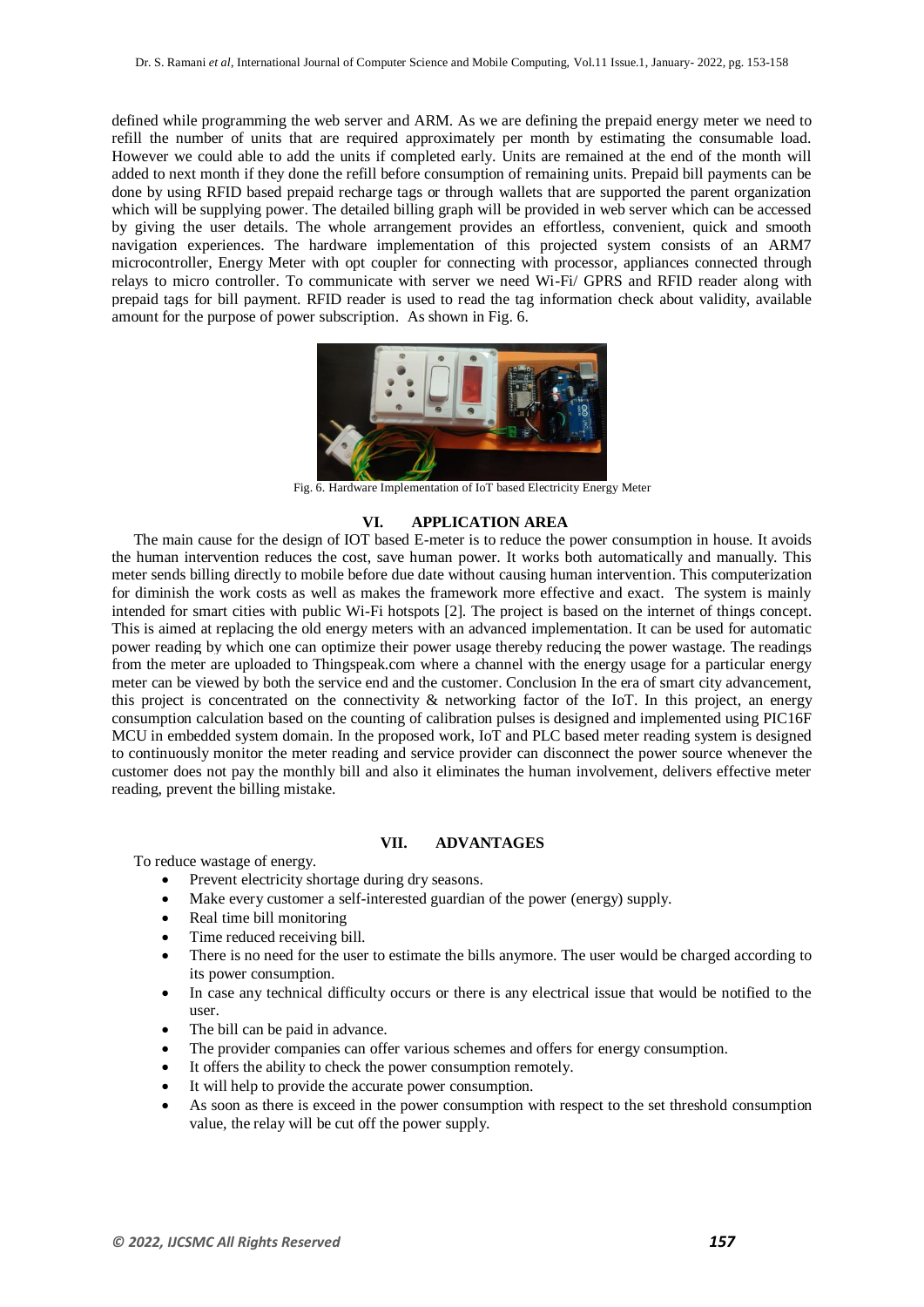defined while programming the web server and ARM. As we are defining the prepaid energy meter we need to refill the number of units that are required approximately per month by estimating the consumable load. However we could able to add the units if completed early. Units are remained at the end of the month will added to next month if they done the refill before consumption of remaining units. Prepaid bill payments can be done by using RFID based prepaid recharge tags or through wallets that are supported the parent organization which will be supplying power. The detailed billing graph will be provided in web server which can be accessed by giving the user details. The whole arrangement provides an effortless, convenient, quick and smooth navigation experiences. The hardware implementation of this projected system consists of an ARM7 microcontroller, Energy Meter with opt coupler for connecting with processor, appliances connected through relays to micro controller. To communicate with server we need Wi-Fi/ GPRS and RFID reader along with prepaid tags for bill payment. RFID reader is used to read the tag information check about validity, available amount for the purpose of power subscription. As shown in Fig. 6.

Fig. 6. Hardware Implementation of IoT based Electricity Energy Meter

## VI. APPLICATION AREA

The main cause for the design of IOT based E-meter is to reduce the power consumption in house. It avoids the human intervention reduces the cost, save human power. It works both automatically and manually. This meter sends billing directly to mobile before due date without causing human intervention. This computerization for diminish the work costs as well as makes the framework more effective and exact. The system is mainly intended for smart cities with public Wi-Fi hotspots [2]. The project is based on the internet of things concept. This is aimed at replacing the old energy meters with an advanced implementation. It can be used for automatic power reading by which one can optimize their power usage thereby reducing the power wastage. The readings from the meter are uploaded to Thingspeak.com where a channel with the energy usage for a particular energy meter can be viewed by both the service end and the customer. Conclusion In the era of smart city advancement, this project is concentrated on the connectivity & networking factor of the IoT. In this project, an energy consumption calculation based on the counting of calibration pulses is designed and implemented using PIC16F MCU in embedded system domain. In the proposed work, IoT and PLC based meter reading system is designed to continuously monitor the meter reading and service provider can disconnect the power source whenever the customer does not pay the monthly bill and also it eliminates the human involvement, delivers effective meter reading, prevent the billing mistake.

## VII. ADVANTAGES

To reduce wastage of energy.

- Prevent electricity shortage during dry seasons.
- Make every customer a self-interested guardian of the power (energy) supply.
- Real time bill monitoring
- Time reduced receiving bill.
- There is no need for the user to estimate the bills anymore. The user would be charged according to its power consumption.
- In case any technical difficulty occurs or there is any electrical issue that would be notified to the user.
- The bill can be paid in advance.
- The provider companies can offer various schemes and offers for energy consumption.
- It offers the ability to check the power consumption remotely.
- It will help to provide the accurate power consumption.
- As soon as there is exceed in the power consumption with respect to the set threshold consumption value, the relay will be cut off the power supply.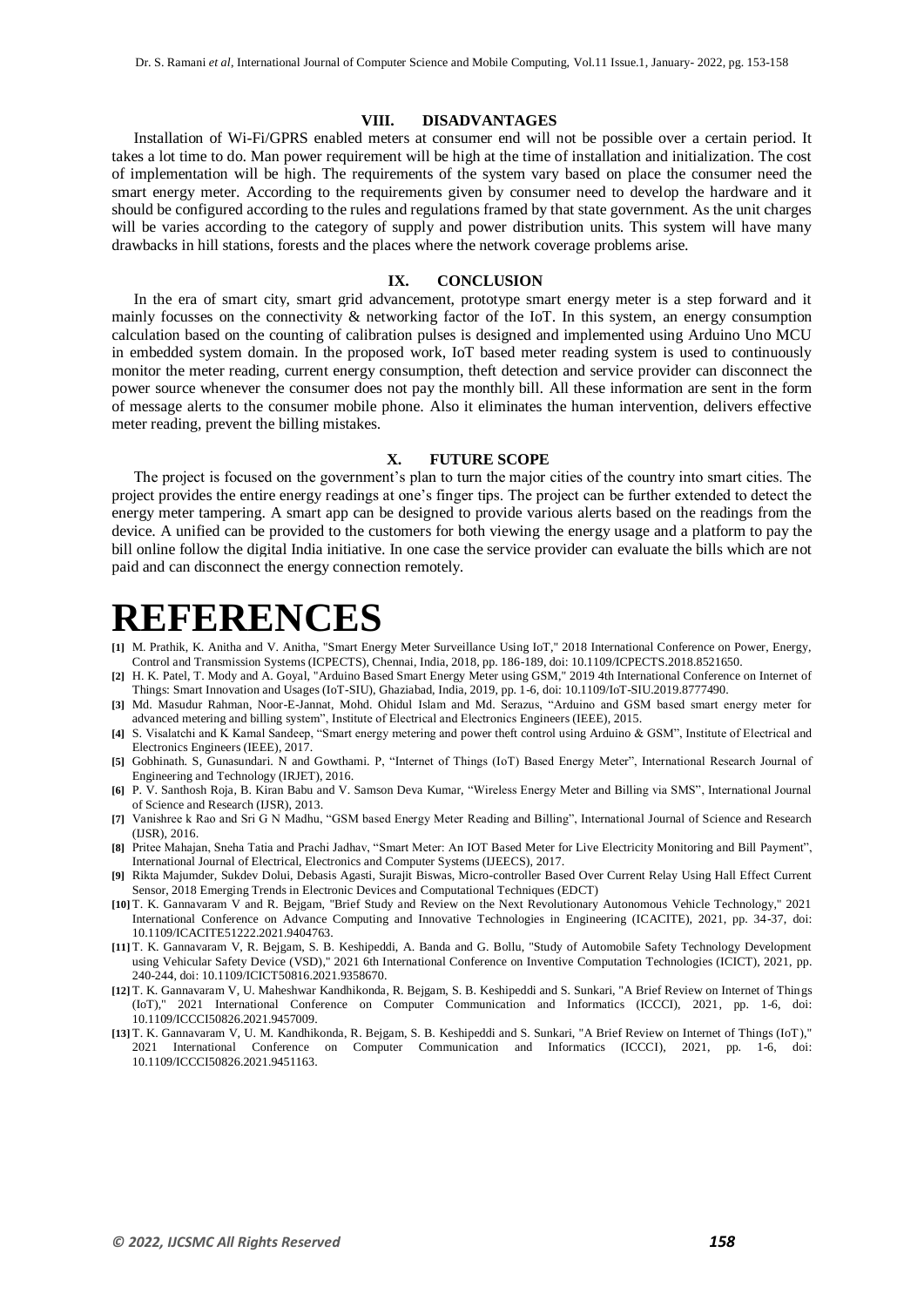## VIII. DISADVANTAGES

Installation of Wi-Fi/GPRS enabled meters at consumer end will not be possible over a certain period. It takes a lot time to do. Man power requirement will be high at the time of installation and initialization. The cost of implementation will be high. The requirements of the system vary based on place the consumer need the smart energy meter. According to the requirements given by consumer need to develop the hardware and it should be configured according to the rules and regulations framed by that state government. As the unit charges will be varies according to the category of supply and power distribution units. This system will have many drawbacks in hill stations, forests and the places where the network coverage problems arise.

## IX. CONCLUSION

In the era of smart city, smart grid advancement, prototype smart energy meter is a step forward and it mainly focusses on the connectivity & networking factor of the IoT. In this system, an energy consumption calculation based on the counting of calibration pulses is designed and implemented using Arduino Uno MCU in embedded system domain. In the proposed work, IoT based meter reading system is used to continuously monitor the meter reading, current energy consumption, theft detection and service provider can disconnect the power source whenever the consumer does not pay the monthly bill. All these information are sent in the form of message alerts to the consumer mobile phone. Also it eliminates the human intervention, delivers effective meter reading, prevent the billing mistakes.

## X. FUTURE SCOPE

The project is focused on the government's plan to turn the major cities of the country into smart cities. The project provides the entire energy readings at one's finger tips. The project can be further extended to detect the energy meter tampering. A smart app can be designed to provide various alerts based on the readings from the device. A unified can be provided to the customers for both viewing the energy usage and a platform to pay the bill online follow the digital India initiative. In one case the service provider can evaluate the bills which are not paid and can disconnect the energy connection remotely.

# REFERENCES

[1] M. Prathik, K. Anitha and V. Anitha, "Smart Energy Meter Surveillance Using IoT," 2018 International Conference on Power, Energy, Control and Transmission Systems (ICPECTS), Chennai, India, 2018, pp. 186-189, doi: 10.1109/ICPECTS.2018.8521650.

[2] H. K. Patel, T. Mody and A. Goyal, "Arduino Based Smart Energy Meter using GSM," 2019 4th International Conference on Internet of Things: Smart Innovation and Usages (IoT-SIU), Ghaziabad, India, 2019, pp. 1-6, doi: 10.1109/IoT-SIU.2019.8777490.

[3] Md. Masudur Rahman, Noor-E-Jannat, Mohd. Ohidul Islam and Md. Serazus, "Arduino and GSM based smart energy meter for advanced metering and billing system", Institute of Electrical and Electronics Engineers (IEEE), 2015.

[4] S. Visalatchi and K Kamal Sandeep, "Smart energy metering and power theft control using Arduino & GSM", Institute of Electrical and Electronics Engineers (IEEE), 2017.

[5] Gobhinath. S, Gunasundari. N and Gowthami. P, "Internet of Things (IoT) Based Energy Meter", International Research Journal of Engineering and Technology (IRJET), 2016.

[6] P. V. Santhosh Roja, B. Kiran Babu and V. Samson Deva Kumar, "Wireless Energy Meter and Billing via SMS", International Journal of Science and Research (IJSR), 2013.

[7] Vanishree k Rao and Sri G N Madhu, "GSM based Energy Meter Reading and Billing", International Journal of Science and Research (IJSR), 2016.

[8] Pritee Mahajan, Sneha Tatia and Prachi Jadhav, "Smart Meter: An IOT Based Meter for Live Electricity Monitoring and Bill Payment", International Journal of Electrical, Electronics and Computer Systems (IJEECS), 2017.

[9] Rikta Majumder, Sukdev Dolui, Debasis Agasti, Surajit Biswas, Micro-controller Based Over Current Relay Using Hall Effect Current Sensor, 2018 Emerging Trends in Electronic Devices and Computational Techniques (EDCT)

[10] T. K. Gannavaram V and R. Bejgam, "Brief Study and Review on the Next Revolutionary Autonomous Vehicle Technology," 2021 International Conference on Advance Computing and Innovative Technologies in Engineering (ICACITE), 2021, pp. 34-37, doi: 10.1109/ICACITE51222.2021.9404763.

[11] T. K. Gannavaram V, R. Bejgam, S. B. Keshipeddi, A. Banda and G. Bollu, "Study of Automobile Safety Technology Development using Vehicular Safety Device (VSD)," 2021 6th International Conference on Inventive Computation Technologies (ICICT), 2021, pp. 240-244, doi: 10.1109/ICICT50816.2021.9358670.

[12] T. K. Gannavaram V, U. Maheshwar Kandhikonda, R. Bejgam, S. B. Keshipeddi and S. Sunkari, "A Brief Review on Internet of Things (IoT)," 2021 International Conference on Computer Communication and Informatics (ICCCI), 2021, pp. 1-6, doi: 10.1109/ICCCI50826.2021.9457009.

[13] T. K. Gannavaram V, U. M. Kandhikonda, R. Bejgam, S. B. Keshipeddi and S. Sunkari, "A Brief Review on Internet of Things (IoT)," 2021 International Conference on Computer Communication and Informatics (ICCCI), 2021, pp. 1-6, doi: 10.1109/ICCCI50826.2021.9451163.